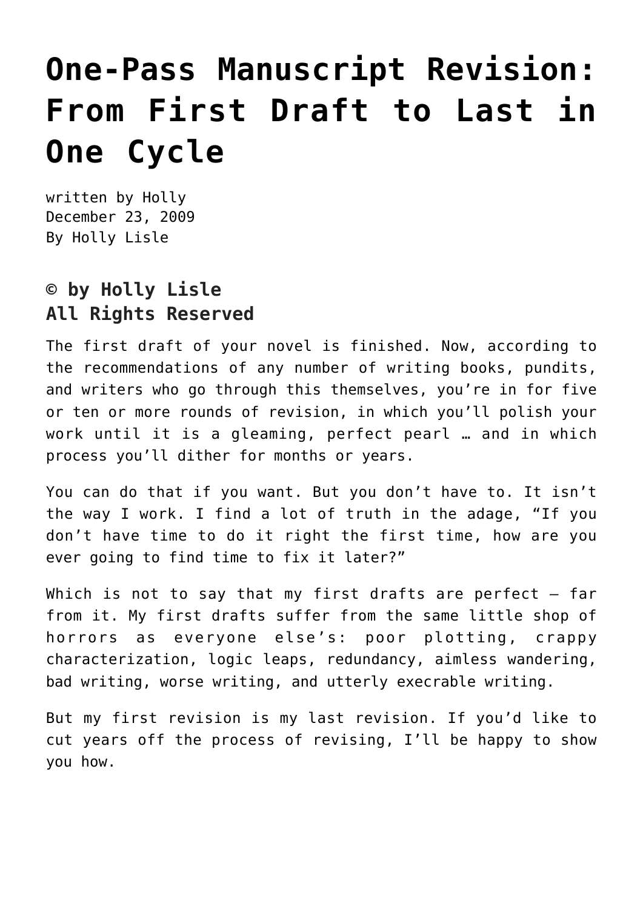# One-Pass Manuscript Revision: From First Draft to Last in One Cycle

written by Holly
December 23, 2009
By Holly Lisle

**© by Holly Lisle**
**All Rights Reserved**

The first draft of your novel is finished. Now, according to the recommendations of any number of writing books, pundits, and writers who go through this themselves, you're in for five or ten or more rounds of revision, in which you'll polish your work until it is a gleaming, perfect pearl … and in which process you'll dither for months or years.

You can do that if you want. But you don't have to. It isn't the way I work. I find a lot of truth in the adage, "If you don't have time to do it right the first time, how are you ever going to find time to fix it later?"

Which is not to say that my first drafts are perfect — far from it. My first drafts suffer from the same little shop of horrors as everyone else's: poor plotting, crappy characterization, logic leaps, redundancy, aimless wandering, bad writing, worse writing, and utterly execrable writing.

But my first revision is my last revision. If you'd like to cut years off the process of revising, I'll be happy to show you how.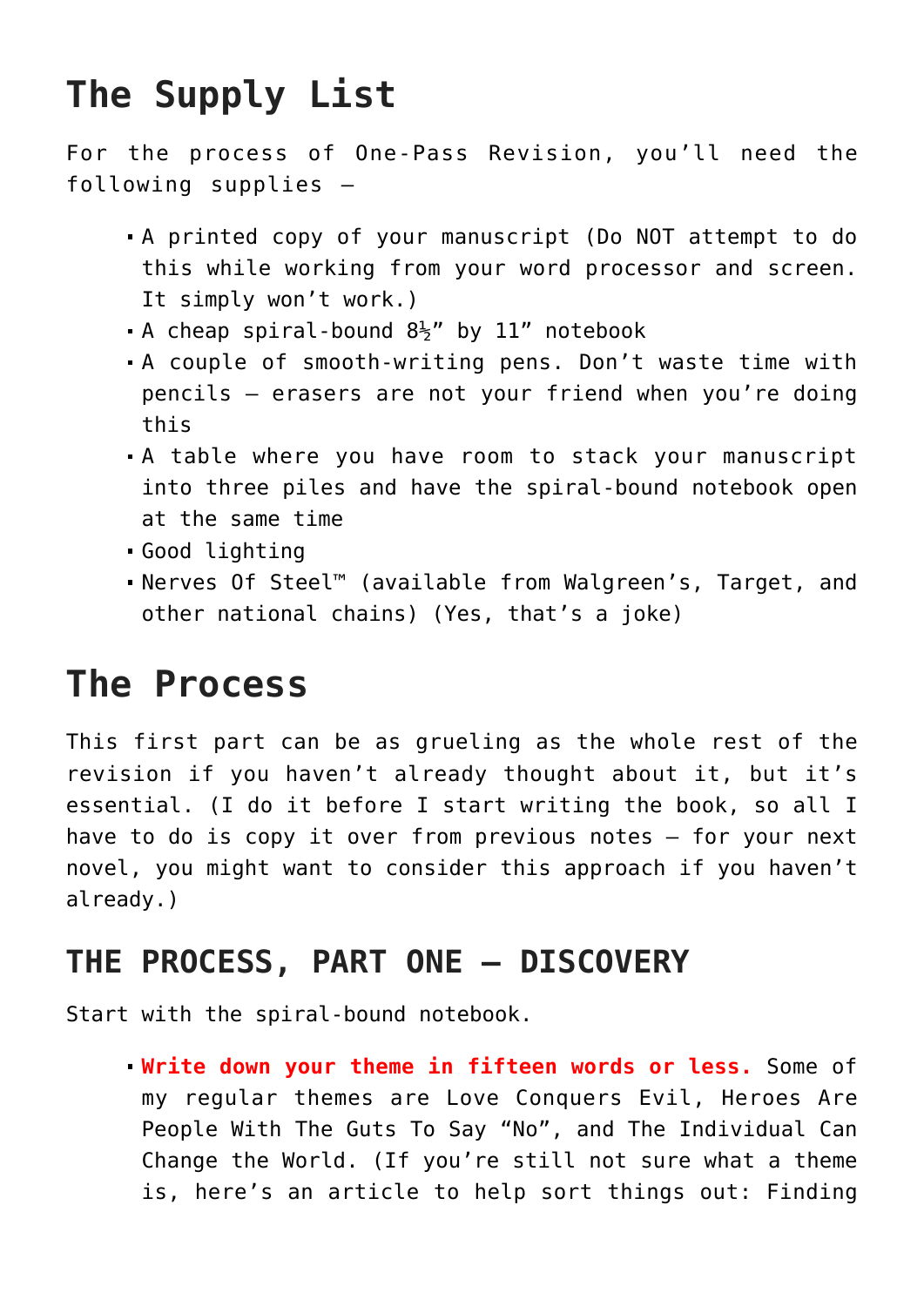## The Supply List

For the process of One-Pass Revision, you'll need the following supplies –

- A printed copy of your manuscript (Do NOT attempt to do this while working from your word processor and screen. It simply won't work.)
- A cheap spiral-bound 8½" by 11" notebook
- A couple of smooth-writing pens. Don't waste time with pencils – erasers are not your friend when you're doing this
- A table where you have room to stack your manuscript into three piles and have the spiral-bound notebook open at the same time
- Good lighting
- Nerves Of Steel™ (available from Walgreen's, Target, and other national chains) (Yes, that's a joke)

## The Process

This first part can be as grueling as the whole rest of the revision if you haven't already thought about it, but it's essential. (I do it before I start writing the book, so all I have to do is copy it over from previous notes – for your next novel, you might want to consider this approach if you haven't already.)

### THE PROCESS, PART ONE – DISCOVERY

Start with the spiral-bound notebook.

- **Write down your theme in fifteen words or less.** Some of my regular themes are Love Conquers Evil, Heroes Are People With The Guts To Say "No", and The Individual Can Change the World. (If you're still not sure what a theme is, here's an article to help sort things out: Finding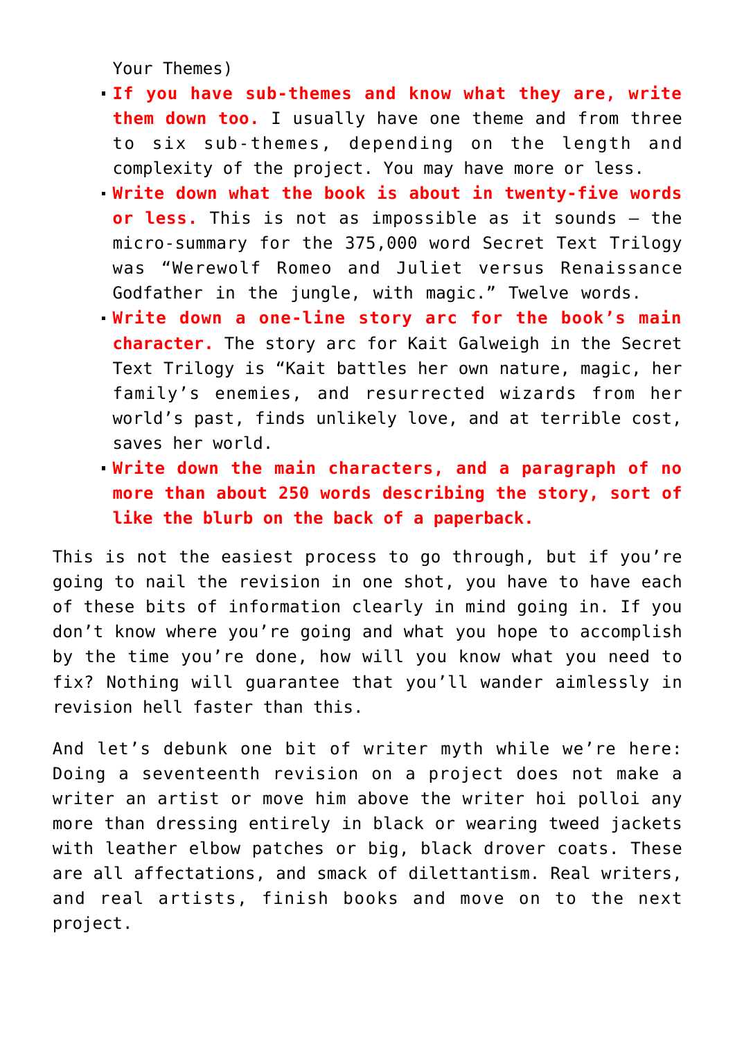Your Themes)

- **If you have sub-themes and know what they are, write them down too.** I usually have one theme and from three to six sub-themes, depending on the length and complexity of the project. You may have more or less.
- **Write down what the book is about in twenty-five words or less.** This is not as impossible as it sounds — the micro-summary for the 375,000 word Secret Text Trilogy was "Werewolf Romeo and Juliet versus Renaissance Godfather in the jungle, with magic." Twelve words.
- **Write down a one-line story arc for the book's main character.** The story arc for Kait Galweigh in the Secret Text Trilogy is "Kait battles her own nature, magic, her family's enemies, and resurrected wizards from her world's past, finds unlikely love, and at terrible cost, saves her world.
- **Write down the main characters, and a paragraph of no more than about 250 words describing the story, sort of like the blurb on the back of a paperback.**

This is not the easiest process to go through, but if you're going to nail the revision in one shot, you have to have each of these bits of information clearly in mind going in. If you don't know where you're going and what you hope to accomplish by the time you're done, how will you know what you need to fix? Nothing will guarantee that you'll wander aimlessly in revision hell faster than this.

And let's debunk one bit of writer myth while we're here: Doing a seventeenth revision on a project does not make a writer an artist or move him above the writer hoi polloi any more than dressing entirely in black or wearing tweed jackets with leather elbow patches or big, black drover coats. These are all affectations, and smack of dilettantism. Real writers, and real artists, finish books and move on to the next project.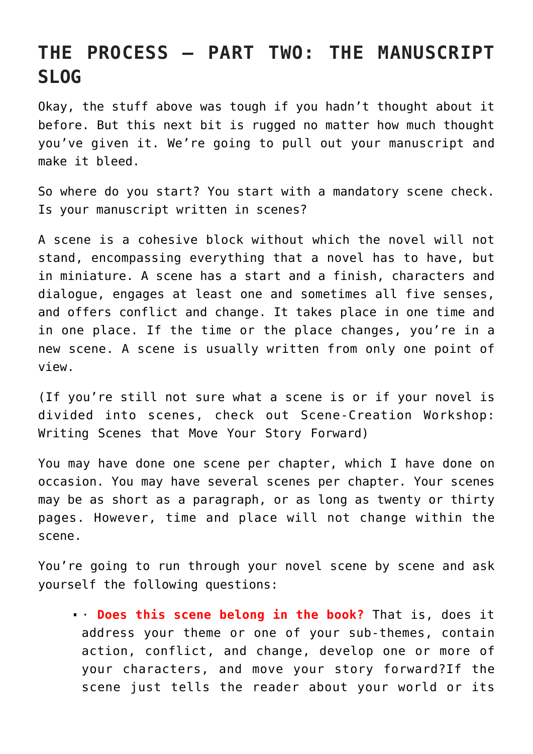## THE PROCESS – PART TWO: THE MANUSCRIPT SLOG

Okay, the stuff above was tough if you hadn't thought about it before. But this next bit is rugged no matter how much thought you've given it. We're going to pull out your manuscript and make it bleed.

So where do you start? You start with a mandatory scene check. Is your manuscript written in scenes?

A scene is a cohesive block without which the novel will not stand, encompassing everything that a novel has to have, but in miniature. A scene has a start and a finish, characters and dialogue, engages at least one and sometimes all five senses, and offers conflict and change. It takes place in one time and in one place. If the time or the place changes, you're in a new scene. A scene is usually written from only one point of view.

(If you're still not sure what a scene is or if your novel is divided into scenes, check out Scene-Creation Workshop: Writing Scenes that Move Your Story Forward)

You may have done one scene per chapter, which I have done on occasion. You may have several scenes per chapter. Your scenes may be as short as a paragraph, or as long as twenty or thirty pages. However, time and place will not change within the scene.

You're going to run through your novel scene by scene and ask yourself the following questions:

- · **Does this scene belong in the book?** That is, does it address your theme or one of your sub-themes, contain action, conflict, and change, develop one or more of your characters, and move your story forward?If the scene just tells the reader about your world or its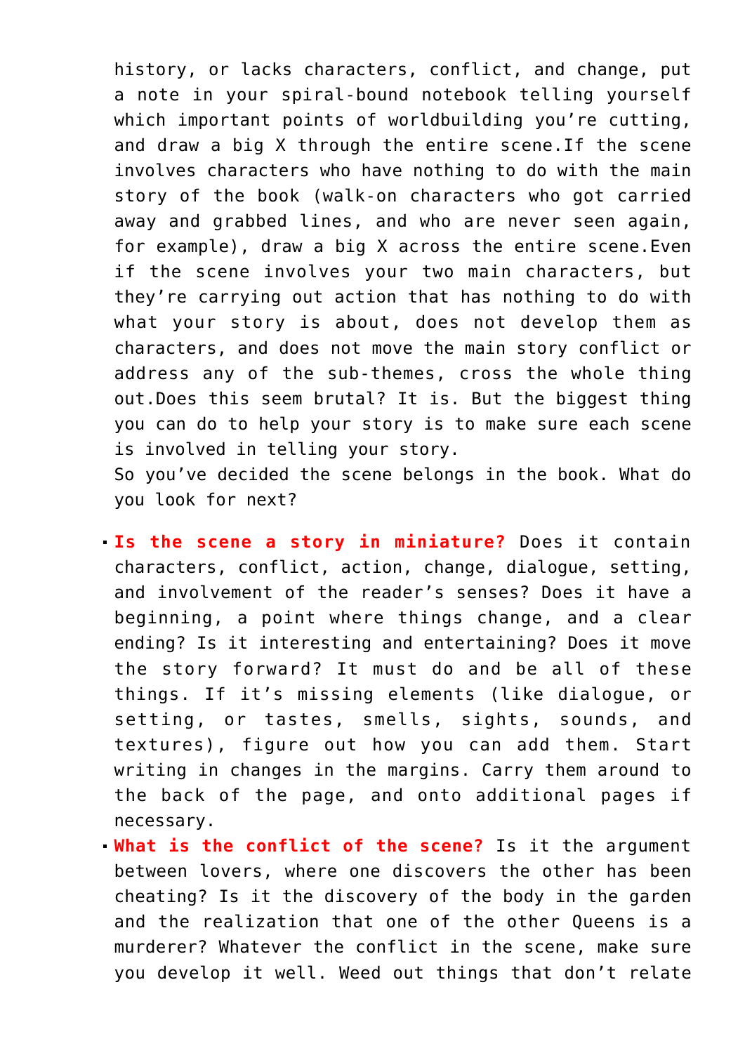history, or lacks characters, conflict, and change, put a note in your spiral-bound notebook telling yourself which important points of worldbuilding you're cutting, and draw a big X through the entire scene.If the scene involves characters who have nothing to do with the main story of the book (walk-on characters who got carried away and grabbed lines, and who are never seen again, for example), draw a big X across the entire scene.Even if the scene involves your two main characters, but they're carrying out action that has nothing to do with what your story is about, does not develop them as characters, and does not move the main story conflict or address any of the sub-themes, cross the whole thing out.Does this seem brutal? It is. But the biggest thing you can do to help your story is to make sure each scene is involved in telling your story.

So you've decided the scene belongs in the book. What do you look for next?

- **Is the scene a story in miniature?** Does it contain characters, conflict, action, change, dialogue, setting, and involvement of the reader's senses? Does it have a beginning, a point where things change, and a clear ending? Is it interesting and entertaining? Does it move the story forward? It must do and be all of these things. If it's missing elements (like dialogue, or setting, or tastes, smells, sights, sounds, and textures), figure out how you can add them. Start writing in changes in the margins. Carry them around to the back of the page, and onto additional pages if necessary.
- **What is the conflict of the scene?** Is it the argument between lovers, where one discovers the other has been cheating? Is it the discovery of the body in the garden and the realization that one of the other Queens is a murderer? Whatever the conflict in the scene, make sure you develop it well. Weed out things that don't relate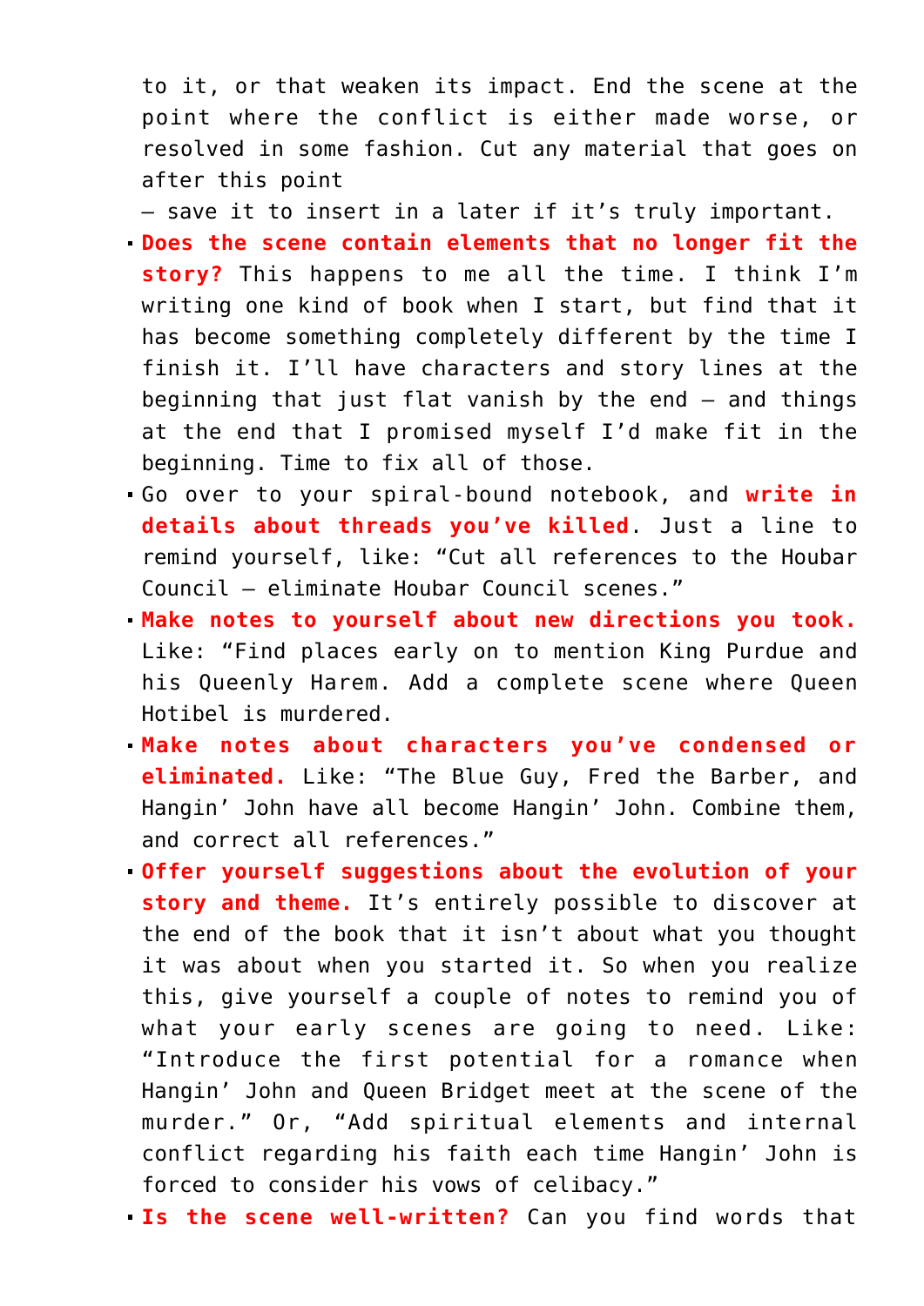to it, or that weaken its impact. End the scene at the point where the conflict is either made worse, or resolved in some fashion. Cut any material that goes on after this point
— save it to insert in a later if it's truly important.

- **Does the scene contain elements that no longer fit the story?** This happens to me all the time. I think I'm writing one kind of book when I start, but find that it has become something completely different by the time I finish it. I'll have characters and story lines at the beginning that just flat vanish by the end — and things at the end that I promised myself I'd make fit in the beginning. Time to fix all of those.
- Go over to your spiral-bound notebook, and **write in details about threads you've killed**. Just a line to remind yourself, like: "Cut all references to the Houbar Council — eliminate Houbar Council scenes."
- **Make notes to yourself about new directions you took.** Like: "Find places early on to mention King Purdue and his Queenly Harem. Add a complete scene where Queen Hotibel is murdered.
- **Make notes about characters you've condensed or eliminated.** Like: "The Blue Guy, Fred the Barber, and Hangin' John have all become Hangin' John. Combine them, and correct all references."
- **Offer yourself suggestions about the evolution of your story and theme.** It's entirely possible to discover at the end of the book that it isn't about what you thought it was about when you started it. So when you realize this, give yourself a couple of notes to remind you of what your early scenes are going to need. Like: "Introduce the first potential for a romance when Hangin' John and Queen Bridget meet at the scene of the murder." Or, "Add spiritual elements and internal conflict regarding his faith each time Hangin' John is forced to consider his vows of celibacy."
- **Is the scene well-written?** Can you find words that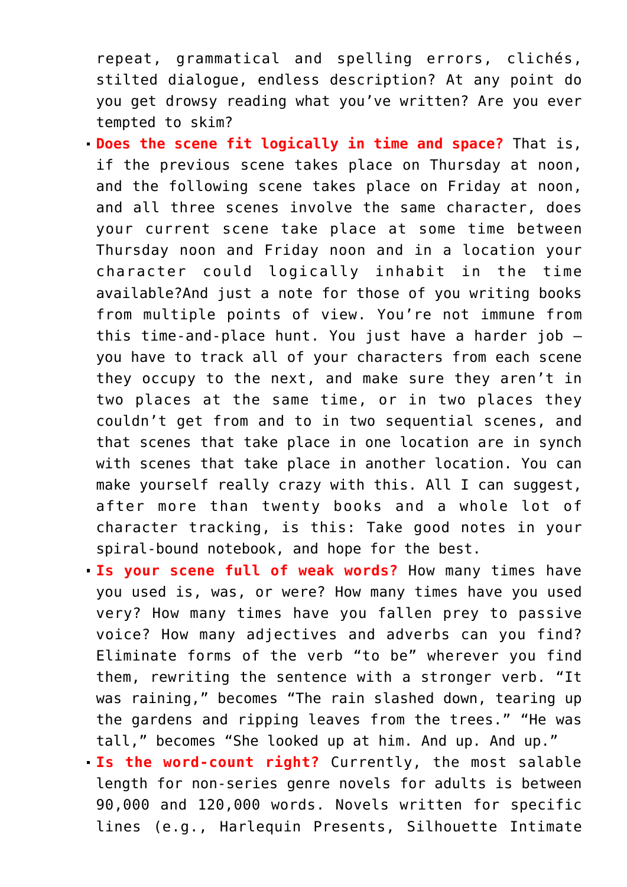repeat, grammatical and spelling errors, clichés, stilted dialogue, endless description? At any point do you get drowsy reading what you've written? Are you ever tempted to skim?

- **Does the scene fit logically in time and space?** That is, if the previous scene takes place on Thursday at noon, and the following scene takes place on Friday at noon, and all three scenes involve the same character, does your current scene take place at some time between Thursday noon and Friday noon and in a location your character could logically inhabit in the time available?And just a note for those of you writing books from multiple points of view. You're not immune from this time-and-place hunt. You just have a harder job — you have to track all of your characters from each scene they occupy to the next, and make sure they aren't in two places at the same time, or in two places they couldn't get from and to in two sequential scenes, and that scenes that take place in one location are in synch with scenes that take place in another location. You can make yourself really crazy with this. All I can suggest, after more than twenty books and a whole lot of character tracking, is this: Take good notes in your spiral-bound notebook, and hope for the best.
- **Is your scene full of weak words?** How many times have you used is, was, or were? How many times have you used very? How many times have you fallen prey to passive voice? How many adjectives and adverbs can you find? Eliminate forms of the verb "to be" wherever you find them, rewriting the sentence with a stronger verb. "It was raining," becomes "The rain slashed down, tearing up the gardens and ripping leaves from the trees." "He was tall," becomes "She looked up at him. And up. And up."
- **Is the word-count right?** Currently, the most salable length for non-series genre novels for adults is between 90,000 and 120,000 words. Novels written for specific lines (e.g., Harlequin Presents, Silhouette Intimate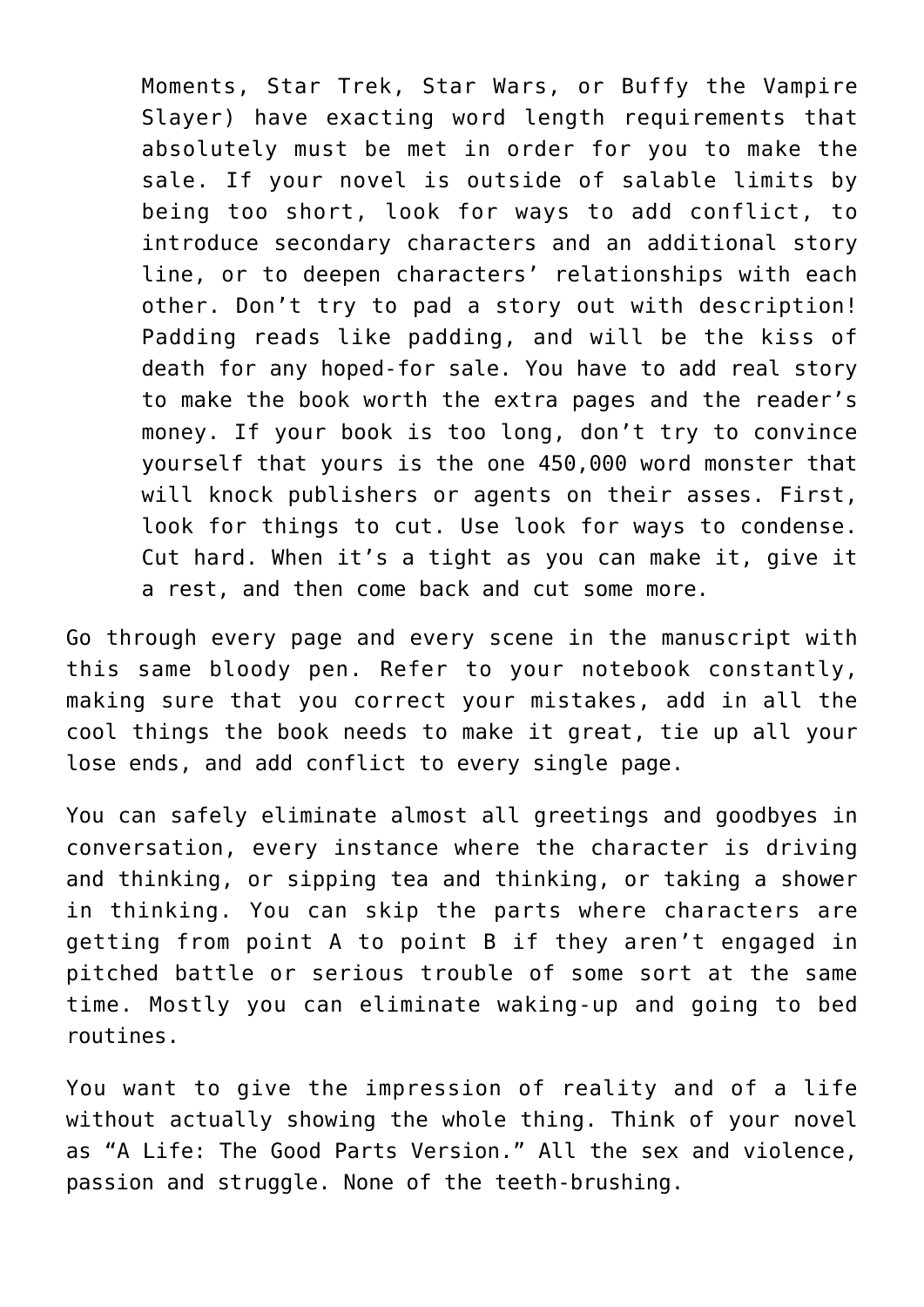> Moments, Star Trek, Star Wars, or Buffy the Vampire Slayer) have exacting word length requirements that absolutely must be met in order for you to make the sale. If your novel is outside of salable limits by being too short, look for ways to add conflict, to introduce secondary characters and an additional story line, or to deepen characters' relationships with each other. Don't try to pad a story out with description! Padding reads like padding, and will be the kiss of death for any hoped-for sale. You have to add real story to make the book worth the extra pages and the reader's money. If your book is too long, don't try to convince yourself that yours is the one 450,000 word monster that will knock publishers or agents on their asses. First, look for things to cut. Use look for ways to condense. Cut hard. When it's a tight as you can make it, give it a rest, and then come back and cut some more.

Go through every page and every scene in the manuscript with this same bloody pen. Refer to your notebook constantly, making sure that you correct your mistakes, add in all the cool things the book needs to make it great, tie up all your lose ends, and add conflict to every single page.

You can safely eliminate almost all greetings and goodbyes in conversation, every instance where the character is driving and thinking, or sipping tea and thinking, or taking a shower in thinking. You can skip the parts where characters are getting from point A to point B if they aren't engaged in pitched battle or serious trouble of some sort at the same time. Mostly you can eliminate waking-up and going to bed routines.

You want to give the impression of reality and of a life without actually showing the whole thing. Think of your novel as "A Life: The Good Parts Version." All the sex and violence, passion and struggle. None of the teeth-brushing.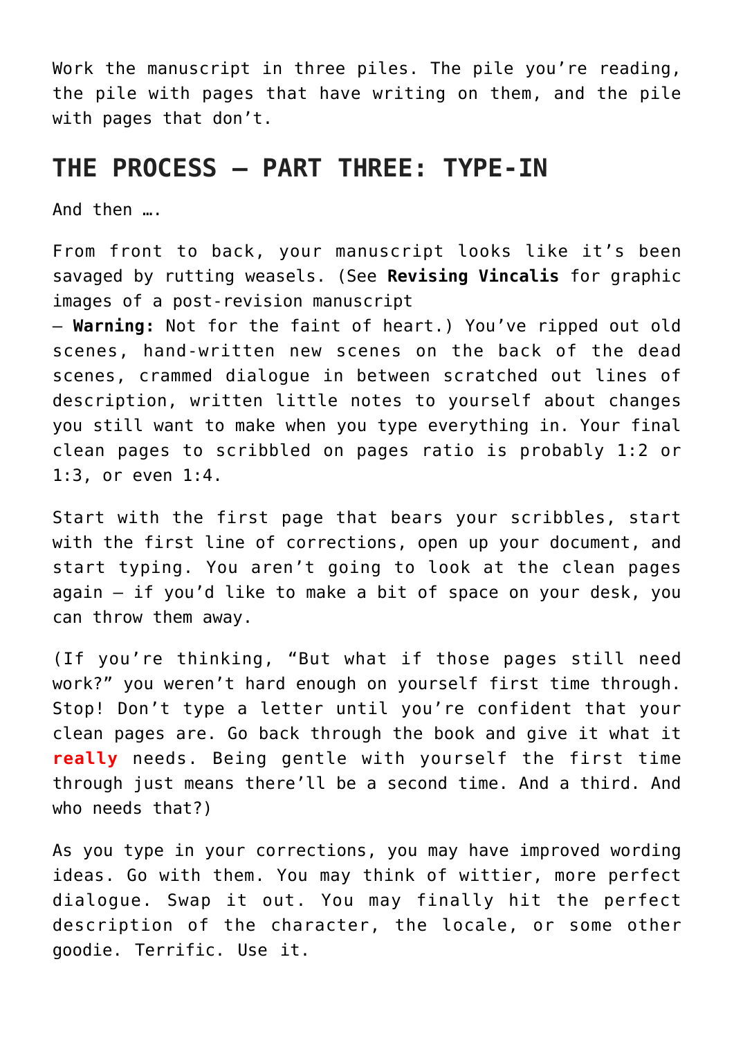Work the manuscript in three piles. The pile you're reading, the pile with pages that have writing on them, and the pile with pages that don't.

## THE PROCESS — PART THREE: TYPE-IN

And then ….

From front to back, your manuscript looks like it's been savaged by rutting weasels. (See **Revising Vincalis** for graphic images of a post-revision manuscript — **Warning:** Not for the faint of heart.) You've ripped out old scenes, hand-written new scenes on the back of the dead scenes, crammed dialogue in between scratched out lines of description, written little notes to yourself about changes you still want to make when you type everything in. Your final clean pages to scribbled on pages ratio is probably 1:2 or 1:3, or even 1:4.

Start with the first page that bears your scribbles, start with the first line of corrections, open up your document, and start typing. You aren't going to look at the clean pages again — if you'd like to make a bit of space on your desk, you can throw them away.

(If you're thinking, "But what if those pages still need work?" you weren't hard enough on yourself first time through. Stop! Don't type a letter until you're confident that your clean pages are. Go back through the book and give it what it **really** needs. Being gentle with yourself the first time through just means there'll be a second time. And a third. And who needs that?)

As you type in your corrections, you may have improved wording ideas. Go with them. You may think of wittier, more perfect dialogue. Swap it out. You may finally hit the perfect description of the character, the locale, or some other goodie. Terrific. Use it.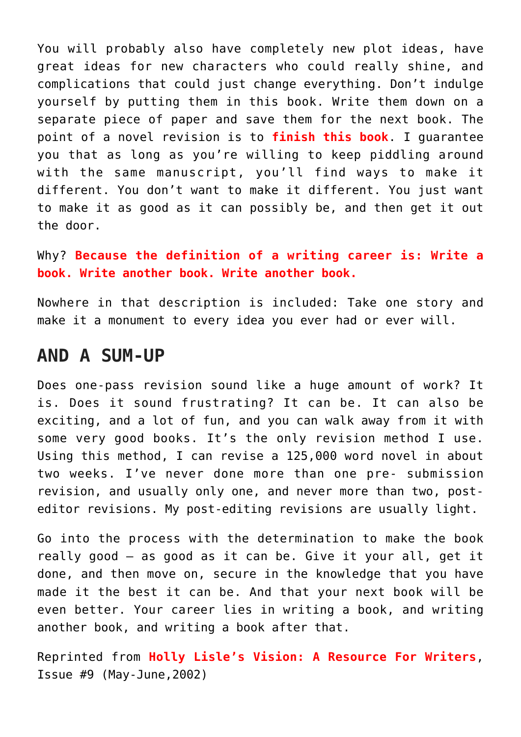You will probably also have completely new plot ideas, have great ideas for new characters who could really shine, and complications that could just change everything. Don't indulge yourself by putting them in this book. Write them down on a separate piece of paper and save them for the next book. The point of a novel revision is to **finish this book**. I guarantee you that as long as you're willing to keep piddling around with the same manuscript, you'll find ways to make it different. You don't want to make it different. You just want to make it as good as it can possibly be, and then get it out the door.

Why? **Because the definition of a writing career is: Write a book. Write another book. Write another book.**

Nowhere in that description is included: Take one story and make it a monument to every idea you ever had or ever will.

## AND A SUM-UP

Does one-pass revision sound like a huge amount of work? It is. Does it sound frustrating? It can be. It can also be exciting, and a lot of fun, and you can walk away from it with some very good books. It's the only revision method I use. Using this method, I can revise a 125,000 word novel in about two weeks. I've never done more than one pre- submission revision, and usually only one, and never more than two, post-editor revisions. My post-editing revisions are usually light.

Go into the process with the determination to make the book really good — as good as it can be. Give it your all, get it done, and then move on, secure in the knowledge that you have made it the best it can be. And that your next book will be even better. Your career lies in writing a book, and writing another book, and writing a book after that.

Reprinted from **Holly Lisle's Vision: A Resource For Writers**, Issue #9 (May-June,2002)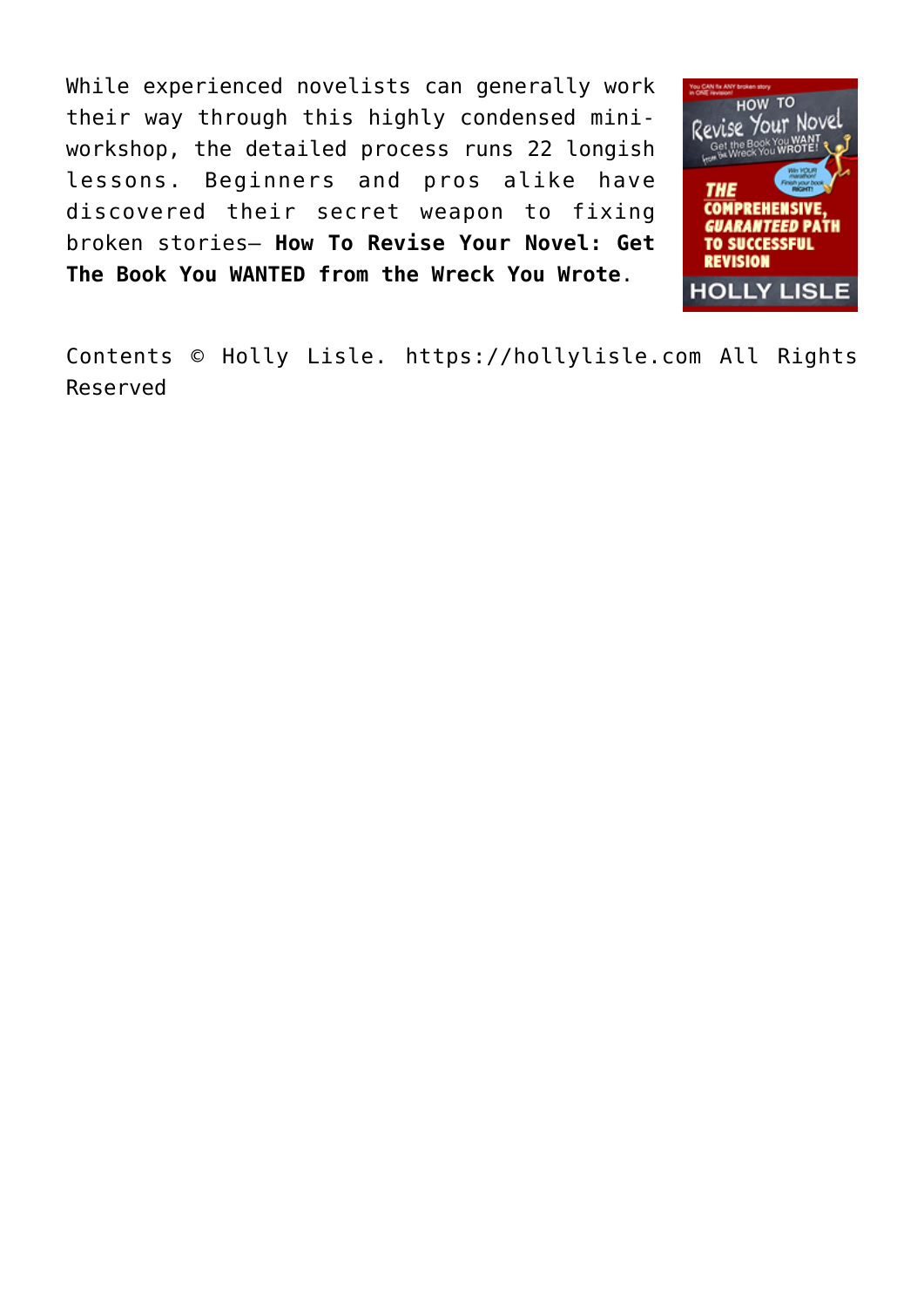While experienced novelists can generally work their way through this highly condensed mini-workshop, the detailed process runs 22 longish lessons. Beginners and pros alike have discovered their secret weapon to fixing broken stories— **How To Revise Your Novel: Get The Book You WANTED from the Wreck You Wrote**.

Contents © Holly Lisle. https://hollylisle.com All Rights Reserved